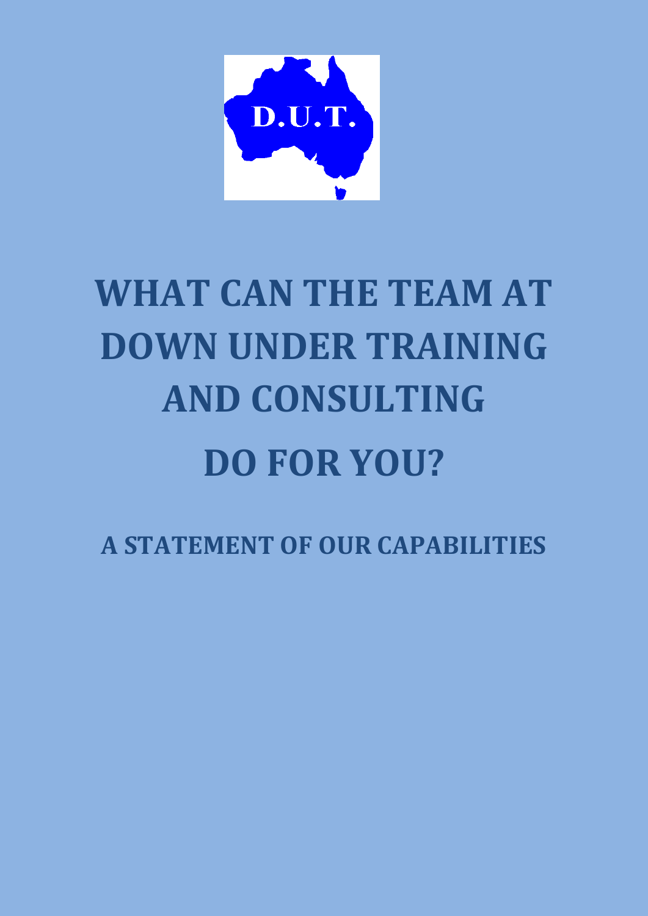D.U.T.

# WHAT CAN THE TEAM AT DOWN UNDER TRAINING AND CONSULTING DO FOR YOU?

## A STATEMENT OF OUR CAPABILITIES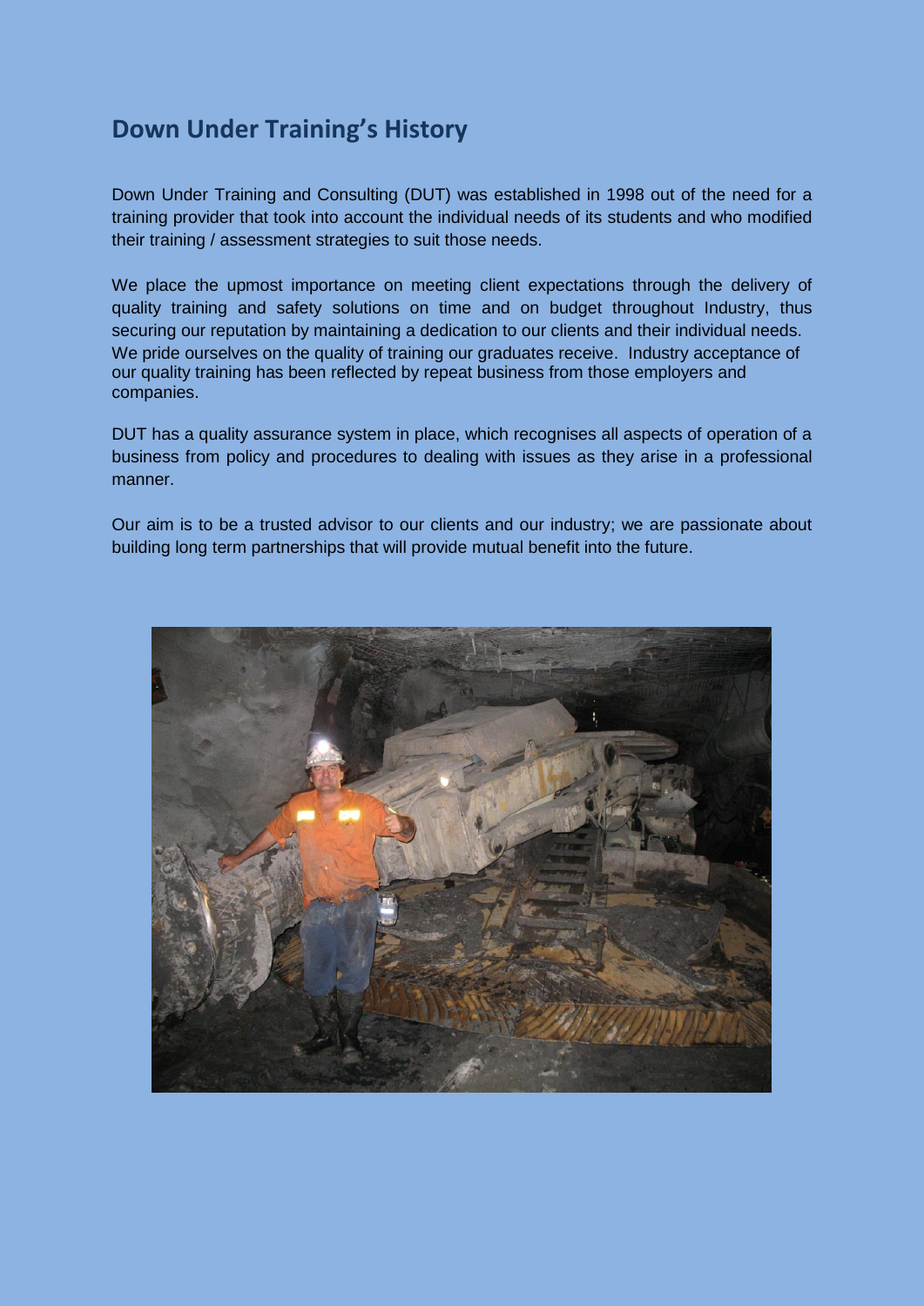## Down Under Training's History

Down Under Training and Consulting (DUT) was established in 1998 out of the need for a training provider that took into account the individual needs of its students and who modified their training / assessment strategies to suit those needs.

We place the upmost importance on meeting client expectations through the delivery of quality training and safety solutions on time and on budget throughout Industry, thus securing our reputation by maintaining a dedication to our clients and their individual needs. We pride ourselves on the quality of training our graduates receive. Industry acceptance of our quality training has been reflected by repeat business from those employers and companies.

DUT has a quality assurance system in place, which recognises all aspects of operation of a business from policy and procedures to dealing with issues as they arise in a professional manner.

Our aim is to be a trusted advisor to our clients and our industry; we are passionate about building long term partnerships that will provide mutual benefit into the future.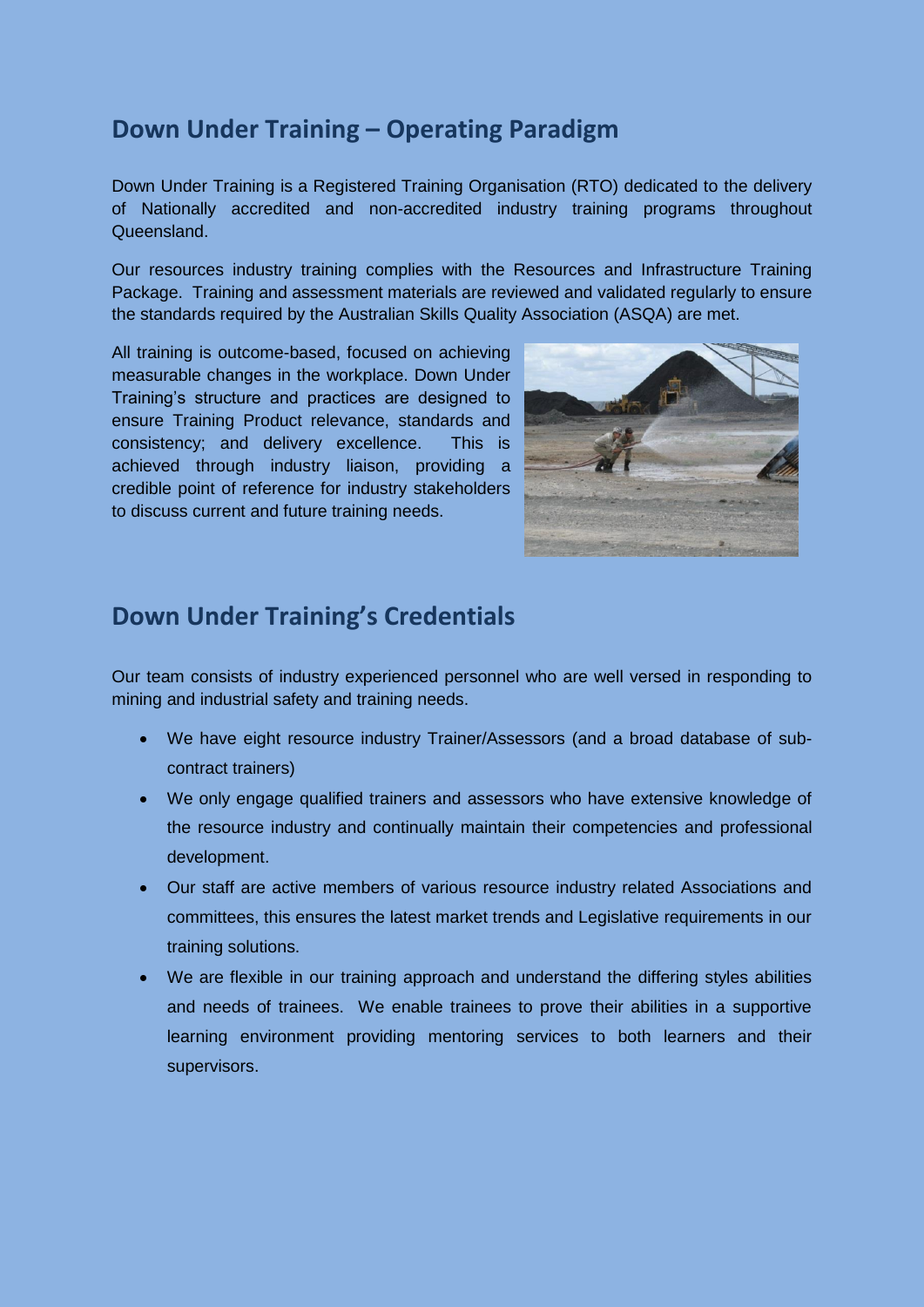## Down Under Training – Operating Paradigm

Down Under Training is a Registered Training Organisation (RTO) dedicated to the delivery of Nationally accredited and non-accredited industry training programs throughout Queensland.

Our resources industry training complies with the Resources and Infrastructure Training Package. Training and assessment materials are reviewed and validated regularly to ensure the standards required by the Australian Skills Quality Association (ASQA) are met.

All training is outcome-based, focused on achieving measurable changes in the workplace. Down Under Training's structure and practices are designed to ensure Training Product relevance, standards and consistency; and delivery excellence. This is achieved through industry liaison, providing a credible point of reference for industry stakeholders to discuss current and future training needs.

## Down Under Training's Credentials

Our team consists of industry experienced personnel who are well versed in responding to mining and industrial safety and training needs.

- We have eight resource industry Trainer/Assessors (and a broad database of sub-contract trainers)
- We only engage qualified trainers and assessors who have extensive knowledge of the resource industry and continually maintain their competencies and professional development.
- Our staff are active members of various resource industry related Associations and committees, this ensures the latest market trends and Legislative requirements in our training solutions.
- We are flexible in our training approach and understand the differing styles abilities and needs of trainees. We enable trainees to prove their abilities in a supportive learning environment providing mentoring services to both learners and their supervisors.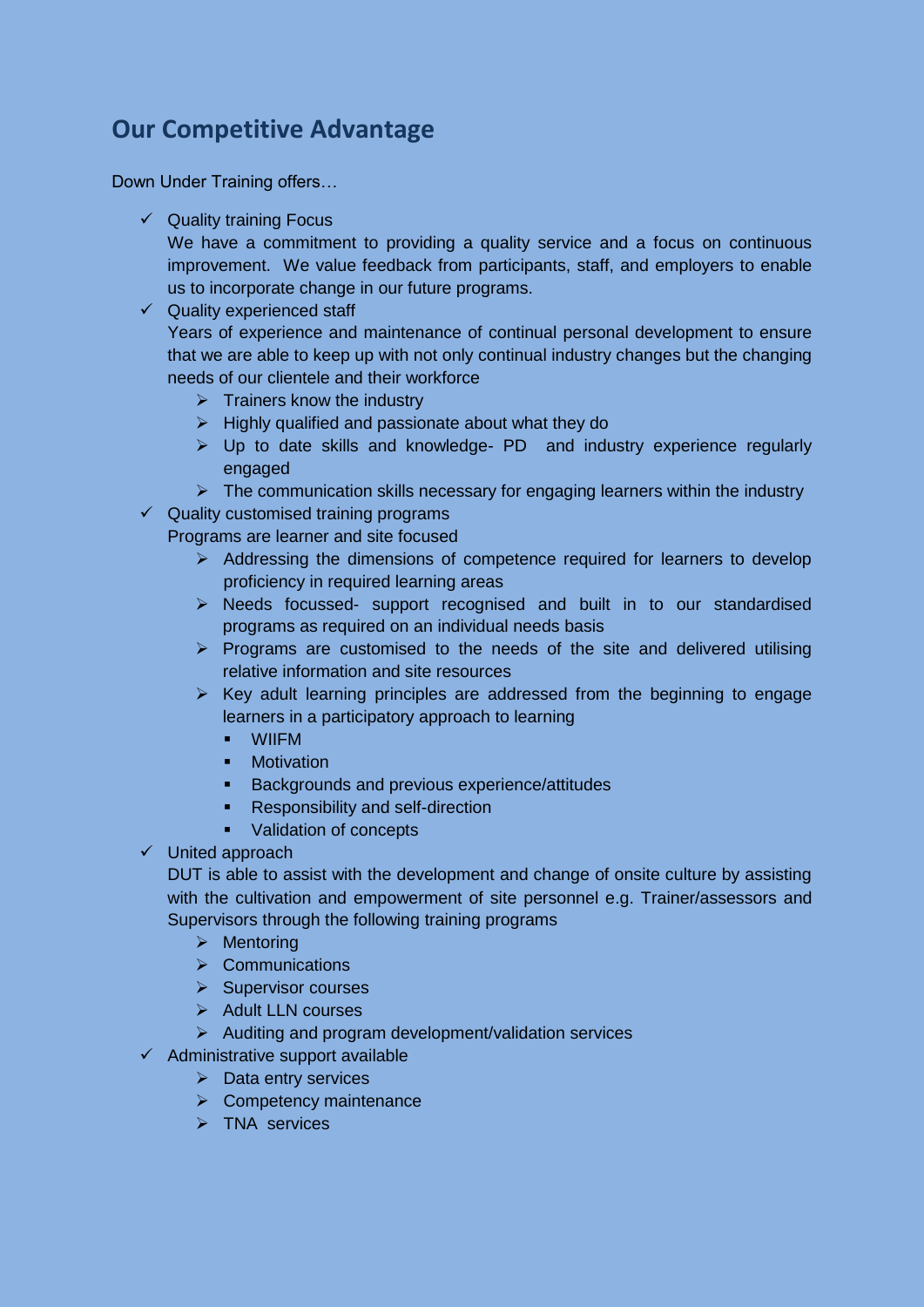## Our Competitive Advantage

Down Under Training offers…

- ✓ Quality training Focus

  We have a commitment to providing a quality service and a focus on continuous improvement. We value feedback from participants, staff, and employers to enable us to incorporate change in our future programs.
- ✓ Quality experienced staff

  Years of experience and maintenance of continual personal development to ensure that we are able to keep up with not only continual industry changes but the changing needs of our clientele and their workforce
  - Trainers know the industry
  - Highly qualified and passionate about what they do
  - Up to date skills and knowledge- PD and industry experience regularly engaged
  - The communication skills necessary for engaging learners within the industry
- ✓ Quality customised training programs

  Programs are learner and site focused
  - Addressing the dimensions of competence required for learners to develop proficiency in required learning areas
  - Needs focussed- support recognised and built in to our standardised programs as required on an individual needs basis
  - Programs are customised to the needs of the site and delivered utilising relative information and site resources
  - Key adult learning principles are addressed from the beginning to engage learners in a participatory approach to learning
    - WIIFM
    - Motivation
    - Backgrounds and previous experience/attitudes
    - Responsibility and self-direction
    - Validation of concepts
- ✓ United approach

  DUT is able to assist with the development and change of onsite culture by assisting with the cultivation and empowerment of site personnel e.g. Trainer/assessors and Supervisors through the following training programs
  - Mentoring
  - Communications
  - Supervisor courses
  - Adult LLN courses
  - Auditing and program development/validation services
- ✓ Administrative support available
  - Data entry services
  - Competency maintenance
  - TNA services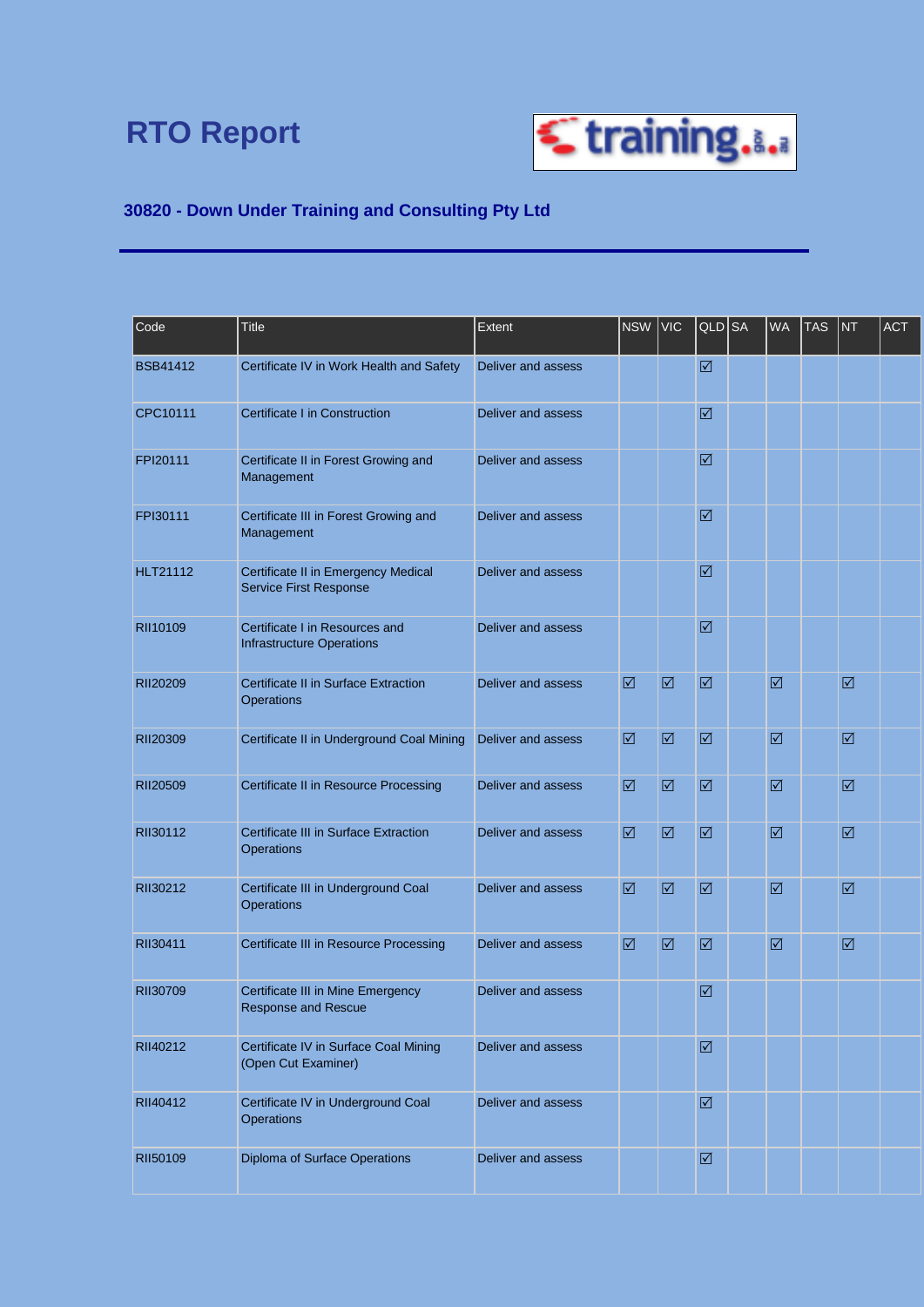# RTO Report

## 30820 - Down Under Training and Consulting Pty Ltd

| Code | Title | Extent | NSW | VIC | QLD | SA | WA | TAS | NT | ACT |
|---|---|---|---|---|---|---|---|---|---|---|
| BSB41412 | Certificate IV in Work Health and Safety | Deliver and assess | | | ☑ | | | | | |
| CPC10111 | Certificate I in Construction | Deliver and assess | | | ☑ | | | | | |
| FPI20111 | Certificate II in Forest Growing and Management | Deliver and assess | | | ☑ | | | | | |
| FPI30111 | Certificate III in Forest Growing and Management | Deliver and assess | | | ☑ | | | | | |
| HLT21112 | Certificate II in Emergency Medical Service First Response | Deliver and assess | | | ☑ | | | | | |
| RII10109 | Certificate I in Resources and Infrastructure Operations | Deliver and assess | | | ☑ | | | | | |
| RII20209 | Certificate II in Surface Extraction Operations | Deliver and assess | ☑ | ☑ | ☑ | | ☑ | | ☑ | |
| RII20309 | Certificate II in Underground Coal Mining | Deliver and assess | ☑ | ☑ | ☑ | | ☑ | | ☑ | |
| RII20509 | Certificate II in Resource Processing | Deliver and assess | ☑ | ☑ | ☑ | | ☑ | | ☑ | |
| RII30112 | Certificate III in Surface Extraction Operations | Deliver and assess | ☑ | ☑ | ☑ | | ☑ | | ☑ | |
| RII30212 | Certificate III in Underground Coal Operations | Deliver and assess | ☑ | ☑ | ☑ | | ☑ | | ☑ | |
| RII30411 | Certificate III in Resource Processing | Deliver and assess | ☑ | ☑ | ☑ | | ☑ | | ☑ | |
| RII30709 | Certificate III in Mine Emergency Response and Rescue | Deliver and assess | | | ☑ | | | | | |
| RII40212 | Certificate IV in Surface Coal Mining (Open Cut Examiner) | Deliver and assess | | | ☑ | | | | | |
| RII40412 | Certificate IV in Underground Coal Operations | Deliver and assess | | | ☑ | | | | | |
| RII50109 | Diploma of Surface Operations | Deliver and assess | | | ☑ | | | | | |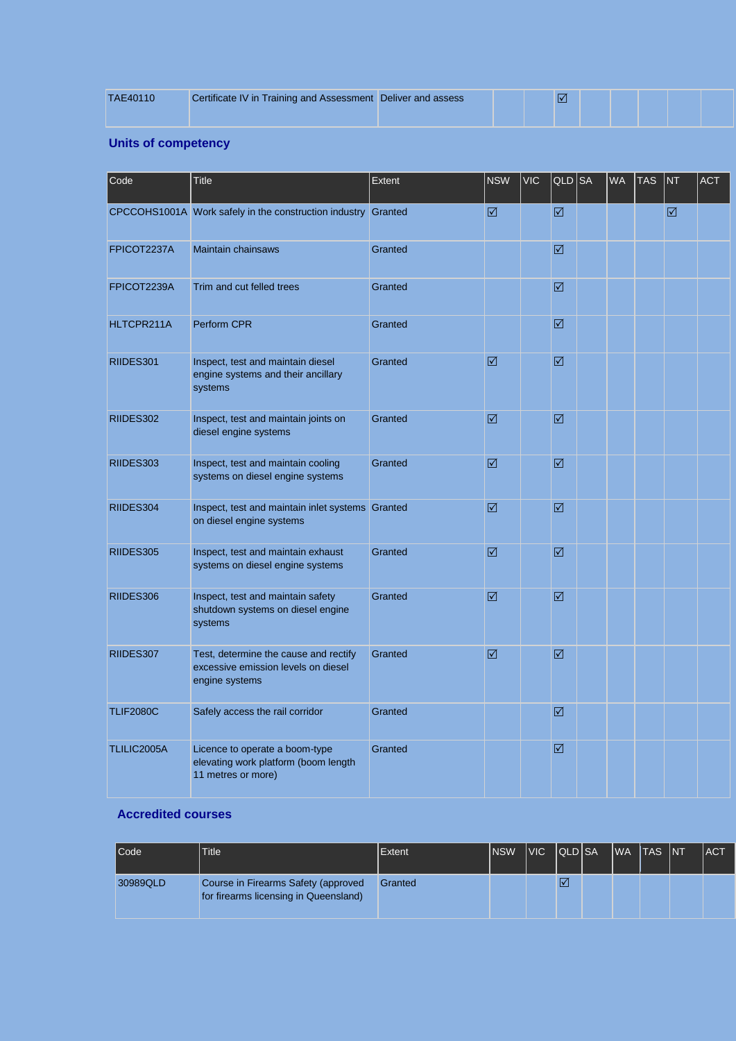| TAE40110 | Certificate IV in Training and Assessment | Deliver and assess | | | ☑ | | | | | |
|---|---|---|---|---|---|---|---|---|---|---|

## Units of competency

| Code | Title | Extent | NSW | VIC | QLD | SA | WA | TAS | NT | ACT |
|---|---|---|---|---|---|---|---|---|---|---|
| CPCCOHS1001A | Work safely in the construction industry | Granted | ☑ | | ☑ | | | | ☑ | |
| FPICOT2237A | Maintain chainsaws | Granted | | | ☑ | | | | | |
| FPICOT2239A | Trim and cut felled trees | Granted | | | ☑ | | | | | |
| HLTCPR211A | Perform CPR | Granted | | | ☑ | | | | | |
| RIIDES301 | Inspect, test and maintain diesel engine systems and their ancillary systems | Granted | ☑ | | ☑ | | | | | |
| RIIDES302 | Inspect, test and maintain joints on diesel engine systems | Granted | ☑ | | ☑ | | | | | |
| RIIDES303 | Inspect, test and maintain cooling systems on diesel engine systems | Granted | ☑ | | ☑ | | | | | |
| RIIDES304 | Inspect, test and maintain inlet systems on diesel engine systems | Granted | ☑ | | ☑ | | | | | |
| RIIDES305 | Inspect, test and maintain exhaust systems on diesel engine systems | Granted | ☑ | | ☑ | | | | | |
| RIIDES306 | Inspect, test and maintain safety shutdown systems on diesel engine systems | Granted | ☑ | | ☑ | | | | | |
| RIIDES307 | Test, determine the cause and rectify excessive emission levels on diesel engine systems | Granted | ☑ | | ☑ | | | | | |
| TLIF2080C | Safely access the rail corridor | Granted | | | ☑ | | | | | |
| TLILIC2005A | Licence to operate a boom-type elevating work platform (boom length 11 metres or more) | Granted | | | ☑ | | | | | |

## Accredited courses

| Code | Title | Extent | NSW | VIC | QLD | SA | WA | TAS | NT | ACT |
|---|---|---|---|---|---|---|---|---|---|---|
| 30989QLD | Course in Firearms Safety (approved for firearms licensing in Queensland) | Granted | | | ☑ | | | | | |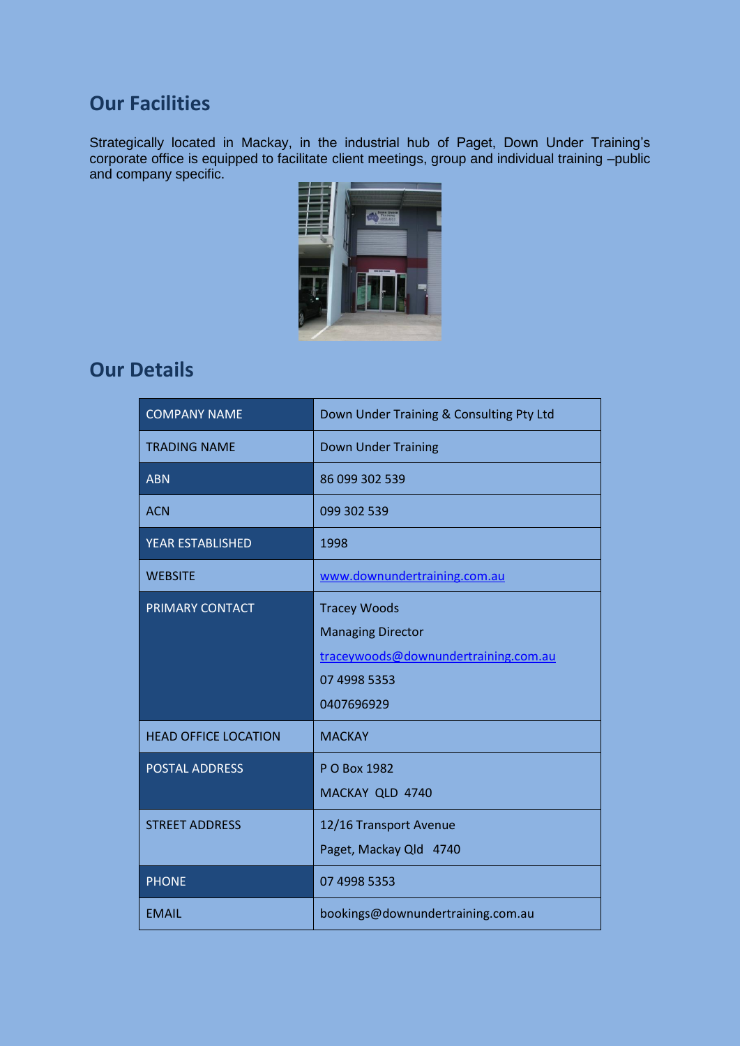## Our Facilities

Strategically located in Mackay, in the industrial hub of Paget, Down Under Training's corporate office is equipped to facilitate client meetings, group and individual training –public and company specific.

## Our Details

| COMPANY NAME | Down Under Training & Consulting Pty Ltd |
|---|---|
| TRADING NAME | Down Under Training |
| ABN | 86 099 302 539 |
| ACN | 099 302 539 |
| YEAR ESTABLISHED | 1998 |
| WEBSITE | www.downundertraining.com.au |
| PRIMARY CONTACT | Tracey Woods<br>Managing Director<br>traceywoods@downundertraining.com.au<br>07 4998 5353<br>0407696929 |
| HEAD OFFICE LOCATION | MACKAY |
| POSTAL ADDRESS | P O Box 1982<br>MACKAY QLD 4740 |
| STREET ADDRESS | 12/16 Transport Avenue<br>Paget, Mackay Qld 4740 |
| PHONE | 07 4998 5353 |
| EMAIL | bookings@downundertraining.com.au |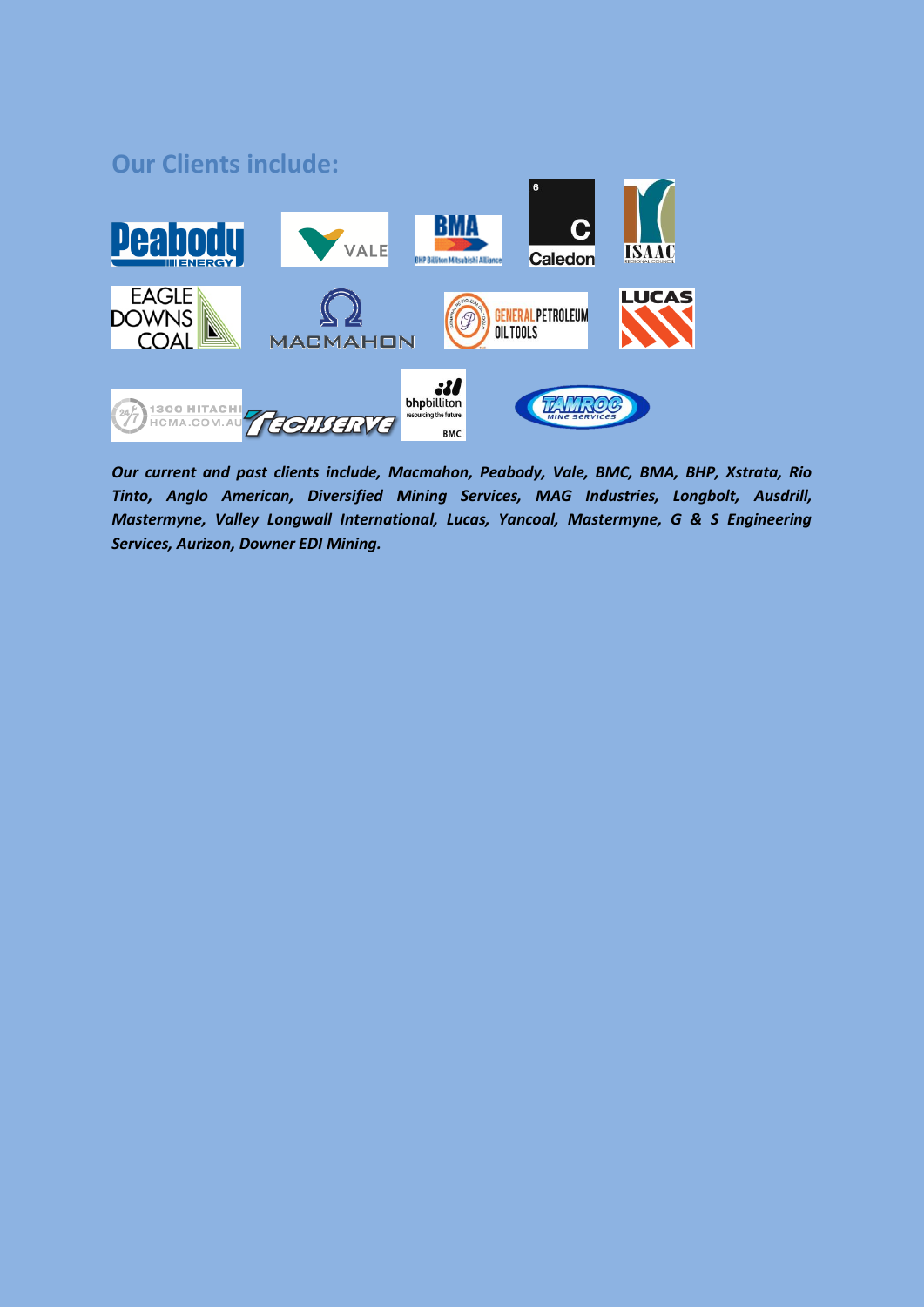## Our Clients include:

*Our current and past clients include, Macmahon, Peabody, Vale, BMC, BMA, BHP, Xstrata, Rio Tinto, Anglo American, Diversified Mining Services, MAG Industries, Longbolt, Ausdrill, Mastermyne, Valley Longwall International, Lucas, Yancoal, Mastermyne, G & S Engineering Services, Aurizon, Downer EDI Mining.*